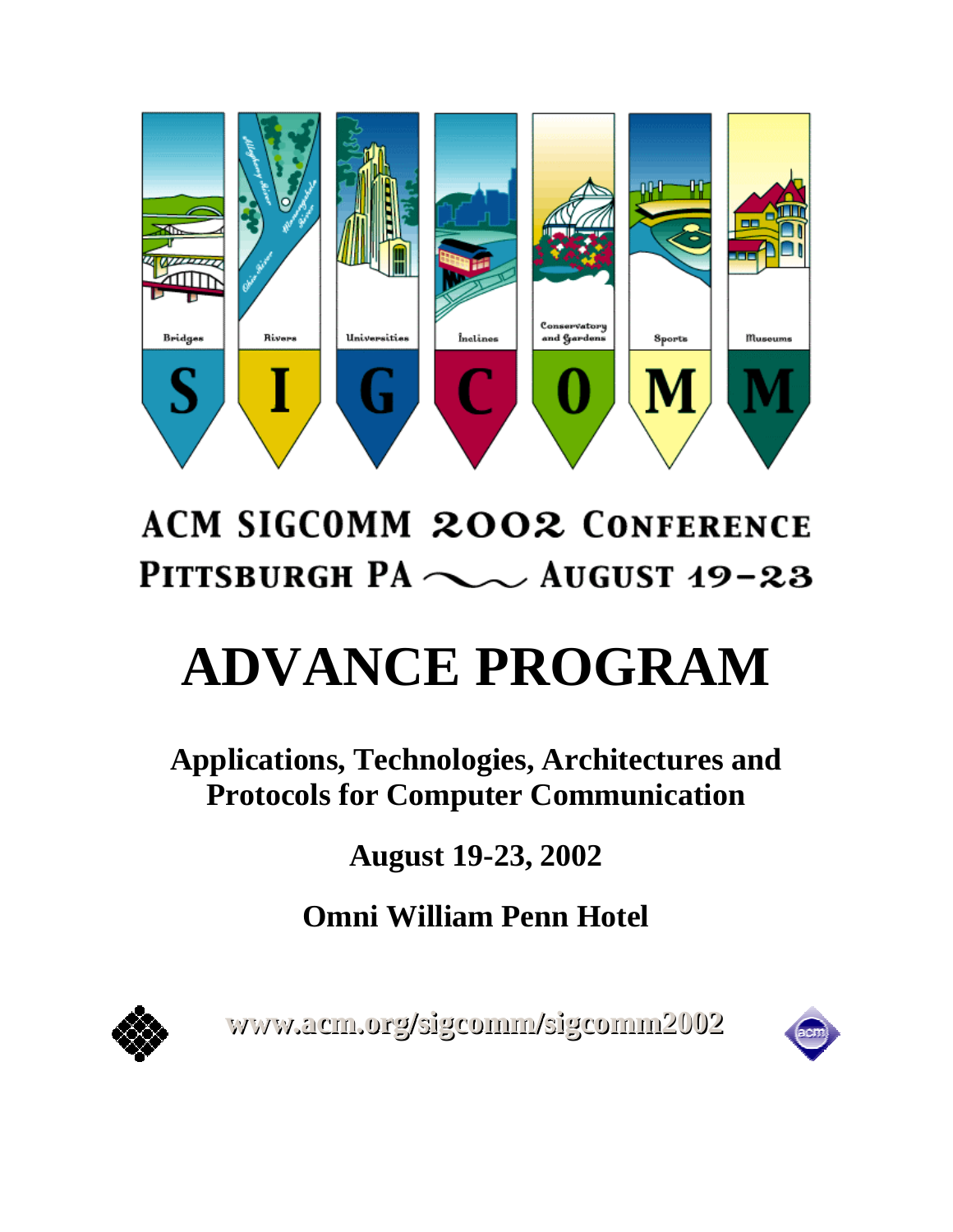# ACM SIGCOMM 2002 Conference

## Pittsburgh PA ~ August 19–23

# ADVANCE PROGRAM

**Applications, Technologies, Architectures and Protocols for Computer Communication**

**August 19-23, 2002**

**Omni William Penn Hotel**

**www.acm.org/sigcomm/sigcomm2002**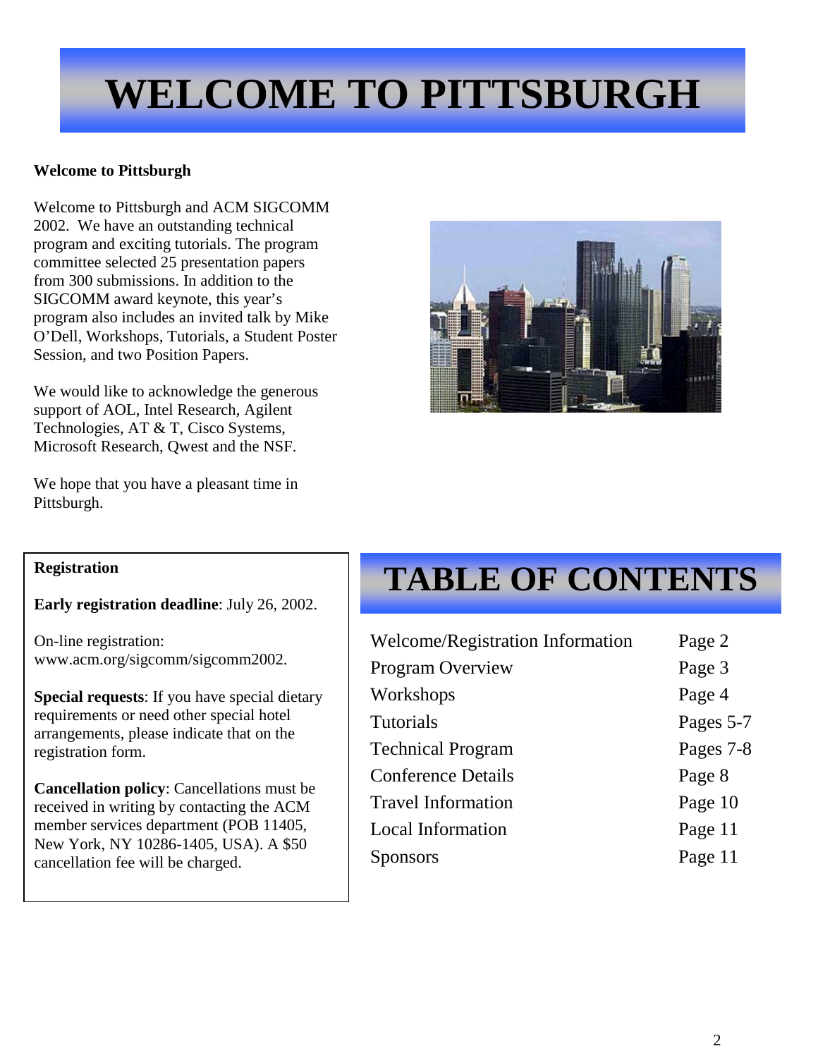# WELCOME TO PITTSBURGH

**Welcome to Pittsburgh**

Welcome to Pittsburgh and ACM SIGCOMM 2002. We have an outstanding technical program and exciting tutorials. The program committee selected 25 presentation papers from 300 submissions. In addition to the SIGCOMM award keynote, this year's program also includes an invited talk by Mike O'Dell, Workshops, Tutorials, a Student Poster Session, and two Position Papers.

We would like to acknowledge the generous support of AOL, Intel Research, Agilent Technologies, AT & T, Cisco Systems, Microsoft Research, Qwest and the NSF.

We hope that you have a pleasant time in Pittsburgh.

**Registration**

**Early registration deadline**: July 26, 2002.

On-line registration: www.acm.org/sigcomm/sigcomm2002.

**Special requests**: If you have special dietary requirements or need other special hotel arrangements, please indicate that on the registration form.

**Cancellation policy**: Cancellations must be received in writing by contacting the ACM member services department (POB 11405, New York, NY 10286-1405, USA). A $50 cancellation fee will be charged.

# TABLE OF CONTENTS

| | |
|---|---|
| Welcome/Registration Information | Page 2 |
| Program Overview | Page 3 |
| Workshops | Page 4 |
| Tutorials | Pages 5-7 |
| Technical Program | Pages 7-8 |
| Conference Details | Page 8 |
| Travel Information | Page 10 |
| Local Information | Page 11 |
| Sponsors | Page 11 |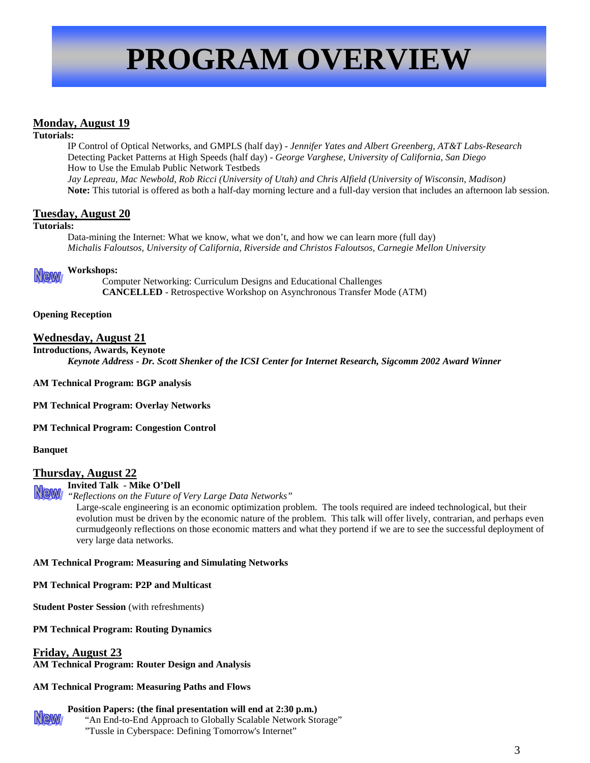# PROGRAM OVERVIEW

## Monday, August 19

**Tutorials:**

IP Control of Optical Networks, and GMPLS (half day) - *Jennifer Yates and Albert Greenberg, AT&T Labs-Research*
Detecting Packet Patterns at High Speeds (half day) - *George Varghese, University of California, San Diego*
How to Use the Emulab Public Network Testbeds
*Jay Lepreau, Mac Newbold, Rob Ricci (University of Utah) and Chris Alfield (University of Wisconsin, Madison)*
**Note:** This tutorial is offered as both a half-day morning lecture and a full-day version that includes an afternoon lab session.

## Tuesday, August 20

**Tutorials:**

Data-mining the Internet: What we know, what we don't, and how we can learn more (full day)
*Michalis Faloutsos, University of California, Riverside and Christos Faloutsos, Carnegie Mellon University*

New **Workshops:**

Computer Networking: Curriculum Designs and Educational Challenges
**CANCELLED** - Retrospective Workshop on Asynchronous Transfer Mode (ATM)

**Opening Reception**

## Wednesday, August 21

**Introductions, Awards, Keynote**

***Keynote Address - Dr. Scott Shenker of the ICSI Center for Internet Research, Sigcomm 2002 Award Winner***

**AM Technical Program: BGP analysis**

**PM Technical Program: Overlay Networks**

**PM Technical Program: Congestion Control**

**Banquet**

## Thursday, August 22

New **Invited Talk - Mike O'Dell**
*"Reflections on the Future of Very Large Data Networks"*

Large-scale engineering is an economic optimization problem. The tools required are indeed technological, but their evolution must be driven by the economic nature of the problem. This talk will offer lively, contrarian, and perhaps even curmudgeonly reflections on those economic matters and what they portend if we are to see the successful deployment of very large data networks.

**AM Technical Program: Measuring and Simulating Networks**

**PM Technical Program: P2P and Multicast**

**Student Poster Session** (with refreshments)

**PM Technical Program: Routing Dynamics**

## Friday, August 23

**AM Technical Program: Router Design and Analysis**

**AM Technical Program: Measuring Paths and Flows**

New **Position Papers: (the final presentation will end at 2:30 p.m.)**

"An End-to-End Approach to Globally Scalable Network Storage"
"Tussle in Cyberspace: Defining Tomorrow's Internet"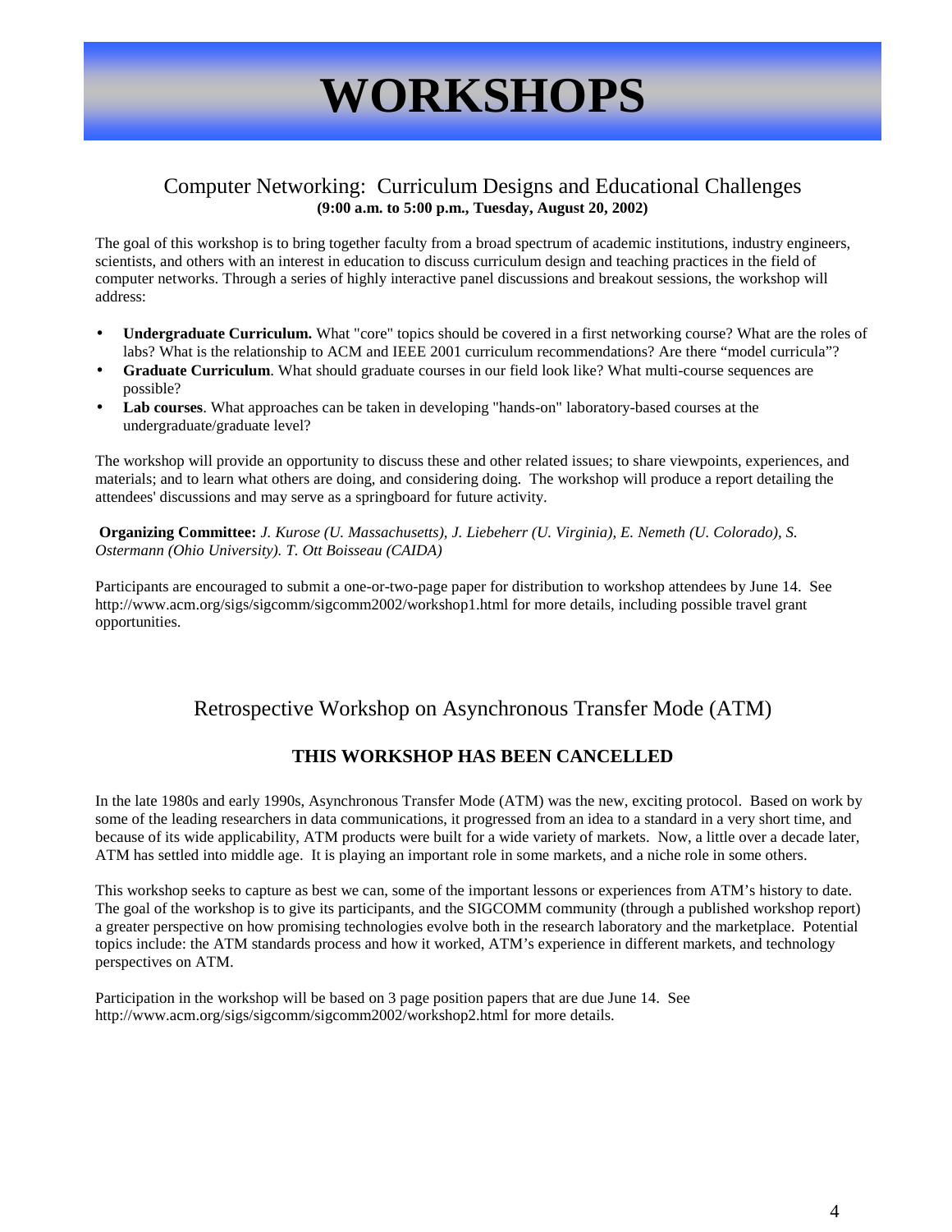# WORKSHOPS

## Computer Networking: Curriculum Designs and Educational Challenges

**(9:00 a.m. to 5:00 p.m., Tuesday, August 20, 2002)**

The goal of this workshop is to bring together faculty from a broad spectrum of academic institutions, industry engineers, scientists, and others with an interest in education to discuss curriculum design and teaching practices in the field of computer networks. Through a series of highly interactive panel discussions and breakout sessions, the workshop will address:

- **Undergraduate Curriculum.** What "core" topics should be covered in a first networking course? What are the roles of labs? What is the relationship to ACM and IEEE 2001 curriculum recommendations? Are there "model curricula"?
- **Graduate Curriculum**. What should graduate courses in our field look like? What multi-course sequences are possible?
- **Lab courses**. What approaches can be taken in developing "hands-on" laboratory-based courses at the undergraduate/graduate level?

The workshop will provide an opportunity to discuss these and other related issues; to share viewpoints, experiences, and materials; and to learn what others are doing, and considering doing. The workshop will produce a report detailing the attendees' discussions and may serve as a springboard for future activity.

**Organizing Committee:** *J. Kurose (U. Massachusetts), J. Liebeherr (U. Virginia), E. Nemeth (U. Colorado), S. Ostermann (Ohio University). T. Ott Boisseau (CAIDA)*

Participants are encouraged to submit a one-or-two-page paper for distribution to workshop attendees by June 14. See http://www.acm.org/sigs/sigcomm/sigcomm2002/workshop1.html for more details, including possible travel grant opportunities.

## Retrospective Workshop on Asynchronous Transfer Mode (ATM)

**THIS WORKSHOP HAS BEEN CANCELLED**

In the late 1980s and early 1990s, Asynchronous Transfer Mode (ATM) was the new, exciting protocol. Based on work by some of the leading researchers in data communications, it progressed from an idea to a standard in a very short time, and because of its wide applicability, ATM products were built for a wide variety of markets. Now, a little over a decade later, ATM has settled into middle age. It is playing an important role in some markets, and a niche role in some others.

This workshop seeks to capture as best we can, some of the important lessons or experiences from ATM's history to date. The goal of the workshop is to give its participants, and the SIGCOMM community (through a published workshop report) a greater perspective on how promising technologies evolve both in the research laboratory and the marketplace. Potential topics include: the ATM standards process and how it worked, ATM's experience in different markets, and technology perspectives on ATM.

Participation in the workshop will be based on 3 page position papers that are due June 14. See http://www.acm.org/sigs/sigcomm/sigcomm2002/workshop2.html for more details.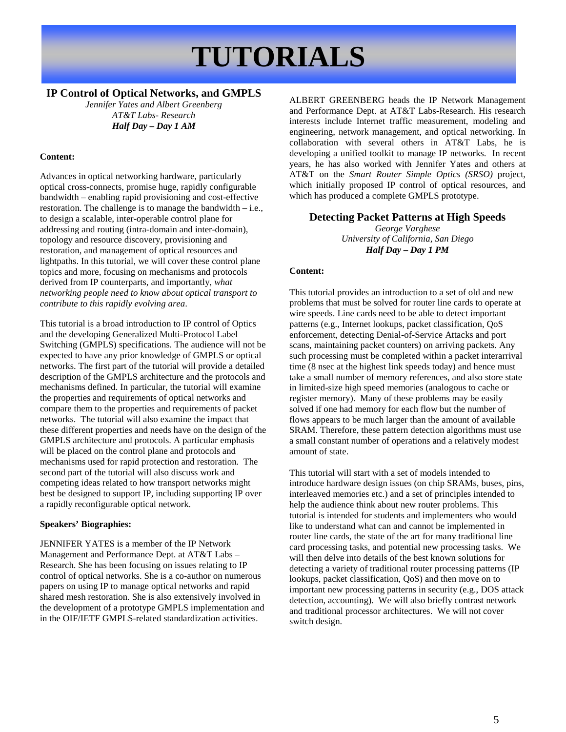# TUTORIALS

## IP Control of Optical Networks, and GMPLS

*Jennifer Yates and Albert Greenberg*
*AT&T Labs- Research*
***Half Day – Day 1 AM***

**Content:**

Advances in optical networking hardware, particularly optical cross-connects, promise huge, rapidly configurable bandwidth – enabling rapid provisioning and cost-effective restoration. The challenge is to manage the bandwidth – i.e., to design a scalable, inter-operable control plane for addressing and routing (intra-domain and inter-domain), topology and resource discovery, provisioning and restoration, and management of optical resources and lightpaths. In this tutorial, we will cover these control plane topics and more, focusing on mechanisms and protocols derived from IP counterparts, and importantly, *what networking people need to know about optical transport to contribute to this rapidly evolving area*.

This tutorial is a broad introduction to IP control of Optics and the developing Generalized Multi-Protocol Label Switching (GMPLS) specifications. The audience will not be expected to have any prior knowledge of GMPLS or optical networks. The first part of the tutorial will provide a detailed description of the GMPLS architecture and the protocols and mechanisms defined. In particular, the tutorial will examine the properties and requirements of optical networks and compare them to the properties and requirements of packet networks. The tutorial will also examine the impact that these different properties and needs have on the design of the GMPLS architecture and protocols. A particular emphasis will be placed on the control plane and protocols and mechanisms used for rapid protection and restoration. The second part of the tutorial will also discuss work and competing ideas related to how transport networks might best be designed to support IP, including supporting IP over a rapidly reconfigurable optical network.

**Speakers' Biographies:**

JENNIFER YATES is a member of the IP Network Management and Performance Dept. at AT&T Labs – Research. She has been focusing on issues relating to IP control of optical networks. She is a co-author on numerous papers on using IP to manage optical networks and rapid shared mesh restoration. She is also extensively involved in the development of a prototype GMPLS implementation and in the OIF/IETF GMPLS-related standardization activities.

ALBERT GREENBERG heads the IP Network Management and Performance Dept. at AT&T Labs-Research. His research interests include Internet traffic measurement, modeling and engineering, network management, and optical networking. In collaboration with several others in AT&T Labs, he is developing a unified toolkit to manage IP networks. In recent years, he has also worked with Jennifer Yates and others at AT&T on the *Smart Router Simple Optics (SRSO)* project, which initially proposed IP control of optical resources, and which has produced a complete GMPLS prototype.

## Detecting Packet Patterns at High Speeds

*George Varghese*
*University of California, San Diego*
***Half Day – Day 1 PM***

**Content:**

This tutorial provides an introduction to a set of old and new problems that must be solved for router line cards to operate at wire speeds. Line cards need to be able to detect important patterns (e.g., Internet lookups, packet classification, QoS enforcement, detecting Denial-of-Service Attacks and port scans, maintaining packet counters) on arriving packets. Any such processing must be completed within a packet interarrival time (8 nsec at the highest link speeds today) and hence must take a small number of memory references, and also store state in limited-size high speed memories (analogous to cache or register memory). Many of these problems may be easily solved if one had memory for each flow but the number of flows appears to be much larger than the amount of available SRAM. Therefore, these pattern detection algorithms must use a small constant number of operations and a relatively modest amount of state.

This tutorial will start with a set of models intended to introduce hardware design issues (on chip SRAMs, buses, pins, interleaved memories etc.) and a set of principles intended to help the audience think about new router problems. This tutorial is intended for students and implementers who would like to understand what can and cannot be implemented in router line cards, the state of the art for many traditional line card processing tasks, and potential new processing tasks. We will then delve into details of the best known solutions for detecting a variety of traditional router processing patterns (IP lookups, packet classification, QoS) and then move on to important new processing patterns in security (e.g., DOS attack detection, accounting). We will also briefly contrast network and traditional processor architectures. We will not cover switch design.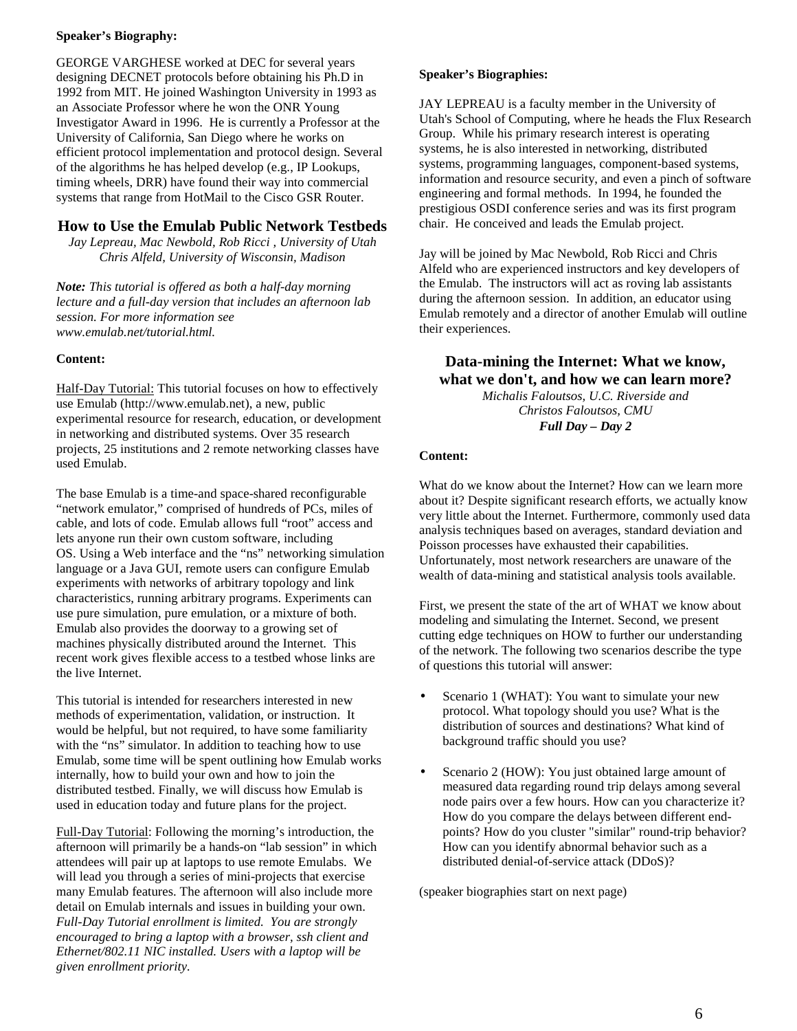**Speaker's Biography:**

GEORGE VARGHESE worked at DEC for several years designing DECNET protocols before obtaining his Ph.D in 1992 from MIT. He joined Washington University in 1993 as an Associate Professor where he won the ONR Young Investigator Award in 1996. He is currently a Professor at the University of California, San Diego where he works on efficient protocol implementation and protocol design. Several of the algorithms he has helped develop (e.g., IP Lookups, timing wheels, DRR) have found their way into commercial systems that range from HotMail to the Cisco GSR Router.

## How to Use the Emulab Public Network Testbeds

*Jay Lepreau, Mac Newbold, Rob Ricci , University of Utah*
*Chris Alfeld, University of Wisconsin, Madison*

***Note:*** *This tutorial is offered as both a half-day morning lecture and a full-day version that includes an afternoon lab session. For more information see www.emulab.net/tutorial.html.*

**Content:**

Half-Day Tutorial: This tutorial focuses on how to effectively use Emulab (http://www.emulab.net), a new, public experimental resource for research, education, or development in networking and distributed systems. Over 35 research projects, 25 institutions and 2 remote networking classes have used Emulab.

The base Emulab is a time-and space-shared reconfigurable "network emulator," comprised of hundreds of PCs, miles of cable, and lots of code. Emulab allows full "root" access and lets anyone run their own custom software, including OS. Using a Web interface and the "ns" networking simulation language or a Java GUI, remote users can configure Emulab experiments with networks of arbitrary topology and link characteristics, running arbitrary programs. Experiments can use pure simulation, pure emulation, or a mixture of both. Emulab also provides the doorway to a growing set of machines physically distributed around the Internet. This recent work gives flexible access to a testbed whose links are the live Internet.

This tutorial is intended for researchers interested in new methods of experimentation, validation, or instruction. It would be helpful, but not required, to have some familiarity with the "ns" simulator. In addition to teaching how to use Emulab, some time will be spent outlining how Emulab works internally, how to build your own and how to join the distributed testbed. Finally, we will discuss how Emulab is used in education today and future plans for the project.

Full-Day Tutorial: Following the morning's introduction, the afternoon will primarily be a hands-on "lab session" in which attendees will pair up at laptops to use remote Emulabs. We will lead you through a series of mini-projects that exercise many Emulab features. The afternoon will also include more detail on Emulab internals and issues in building your own. *Full-Day Tutorial enrollment is limited. You are strongly encouraged to bring a laptop with a browser, ssh client and Ethernet/802.11 NIC installed. Users with a laptop will be given enrollment priority.*

**Speaker's Biographies:**

JAY LEPREAU is a faculty member in the University of Utah's School of Computing, where he heads the Flux Research Group. While his primary research interest is operating systems, he is also interested in networking, distributed systems, programming languages, component-based systems, information and resource security, and even a pinch of software engineering and formal methods. In 1994, he founded the prestigious OSDI conference series and was its first program chair. He conceived and leads the Emulab project.

Jay will be joined by Mac Newbold, Rob Ricci and Chris Alfeld who are experienced instructors and key developers of the Emulab. The instructors will act as roving lab assistants during the afternoon session. In addition, an educator using Emulab remotely and a director of another Emulab will outline their experiences.

## Data-mining the Internet: What we know, what we don't, and how we can learn more?

*Michalis Faloutsos, U.C. Riverside and*
*Christos Faloutsos, CMU*
***Full Day – Day 2***

**Content:**

What do we know about the Internet? How can we learn more about it? Despite significant research efforts, we actually know very little about the Internet. Furthermore, commonly used data analysis techniques based on averages, standard deviation and Poisson processes have exhausted their capabilities. Unfortunately, most network researchers are unaware of the wealth of data-mining and statistical analysis tools available.

First, we present the state of the art of WHAT we know about modeling and simulating the Internet. Second, we present cutting edge techniques on HOW to further our understanding of the network. The following two scenarios describe the type of questions this tutorial will answer:

- Scenario 1 (WHAT): You want to simulate your new protocol. What topology should you use? What is the distribution of sources and destinations? What kind of background traffic should you use?
- Scenario 2 (HOW): You just obtained large amount of measured data regarding round trip delays among several node pairs over a few hours. How can you characterize it? How do you compare the delays between different end-points? How do you cluster "similar" round-trip behavior? How can you identify abnormal behavior such as a distributed denial-of-service attack (DDoS)?

(speaker biographies start on next page)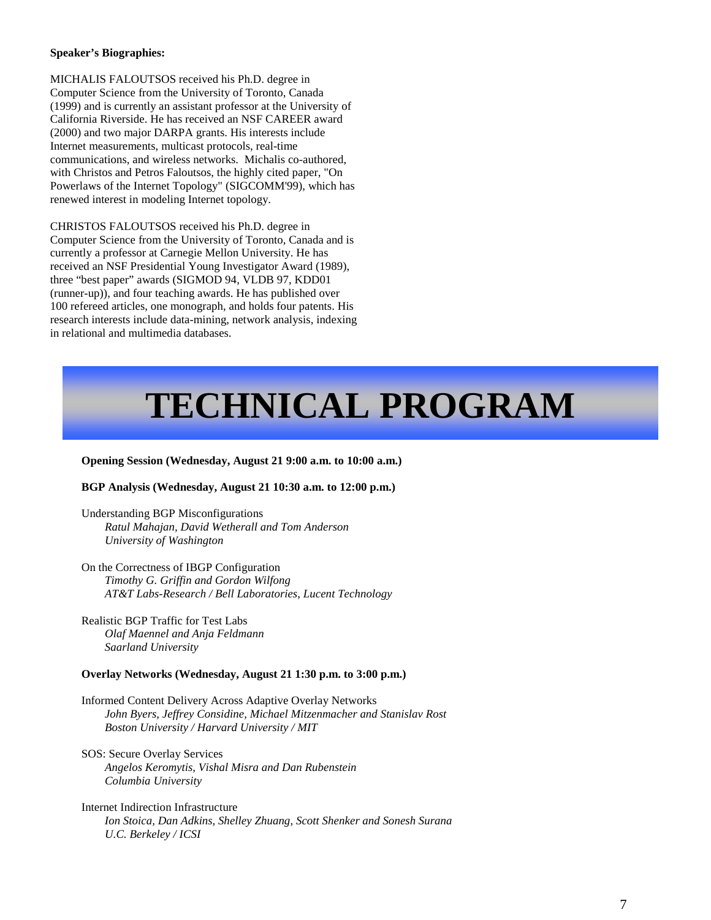**Speaker's Biographies:**

MICHALIS FALOUTSOS received his Ph.D. degree in Computer Science from the University of Toronto, Canada (1999) and is currently an assistant professor at the University of California Riverside. He has received an NSF CAREER award (2000) and two major DARPA grants. His interests include Internet measurements, multicast protocols, real-time communications, and wireless networks. Michalis co-authored, with Christos and Petros Faloutsos, the highly cited paper, "On Powerlaws of the Internet Topology" (SIGCOMM'99), which has renewed interest in modeling Internet topology.

CHRISTOS FALOUTSOS received his Ph.D. degree in Computer Science from the University of Toronto, Canada and is currently a professor at Carnegie Mellon University. He has received an NSF Presidential Young Investigator Award (1989), three "best paper" awards (SIGMOD 94, VLDB 97, KDD01 (runner-up)), and four teaching awards. He has published over 100 refereed articles, one monograph, and holds four patents. His research interests include data-mining, network analysis, indexing in relational and multimedia databases.

# TECHNICAL PROGRAM

**Opening Session (Wednesday, August 21 9:00 a.m. to 10:00 a.m.)**

**BGP Analysis (Wednesday, August 21 10:30 a.m. to 12:00 p.m.)**

Understanding BGP Misconfigurations
*Ratul Mahajan, David Wetherall and Tom Anderson*
*University of Washington*

On the Correctness of IBGP Configuration
*Timothy G. Griffin and Gordon Wilfong*
*AT&T Labs-Research / Bell Laboratories, Lucent Technology*

Realistic BGP Traffic for Test Labs
*Olaf Maennel and Anja Feldmann*
*Saarland University*

**Overlay Networks (Wednesday, August 21 1:30 p.m. to 3:00 p.m.)**

Informed Content Delivery Across Adaptive Overlay Networks
*John Byers, Jeffrey Considine, Michael Mitzenmacher and Stanislav Rost*
*Boston University / Harvard University / MIT*

SOS: Secure Overlay Services
*Angelos Keromytis, Vishal Misra and Dan Rubenstein*
*Columbia University*

Internet Indirection Infrastructure
*Ion Stoica, Dan Adkins, Shelley Zhuang, Scott Shenker and Sonesh Surana*
*U.C. Berkeley / ICSI*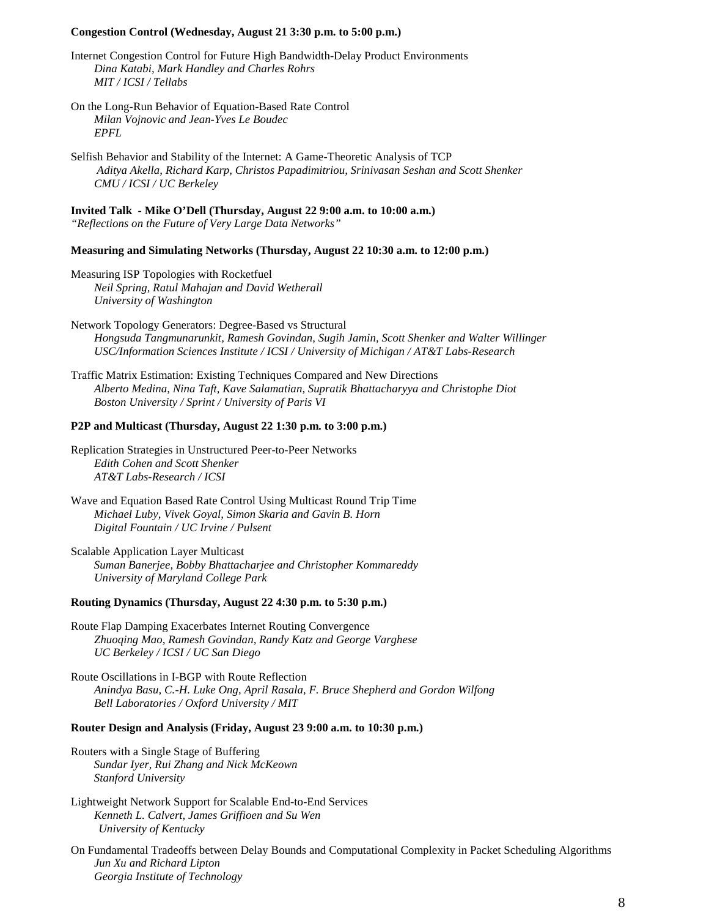**Congestion Control (Wednesday, August 21 3:30 p.m. to 5:00 p.m.)**

Internet Congestion Control for Future High Bandwidth-Delay Product Environments
*Dina Katabi, Mark Handley and Charles Rohrs*
*MIT / ICSI / Tellabs*

On the Long-Run Behavior of Equation-Based Rate Control
*Milan Vojnovic and Jean-Yves Le Boudec*
*EPFL*

Selfish Behavior and Stability of the Internet: A Game-Theoretic Analysis of TCP
*Aditya Akella, Richard Karp, Christos Papadimitriou, Srinivasan Seshan and Scott Shenker*
*CMU / ICSI / UC Berkeley*

**Invited Talk - Mike O'Dell (Thursday, August 22 9:00 a.m. to 10:00 a.m.)**
*"Reflections on the Future of Very Large Data Networks"*

**Measuring and Simulating Networks (Thursday, August 22 10:30 a.m. to 12:00 p.m.)**

Measuring ISP Topologies with Rocketfuel
*Neil Spring, Ratul Mahajan and David Wetherall*
*University of Washington*

Network Topology Generators: Degree-Based vs Structural
*Hongsuda Tangmunarunkit, Ramesh Govindan, Sugih Jamin, Scott Shenker and Walter Willinger*
*USC/Information Sciences Institute / ICSI / University of Michigan / AT&T Labs-Research*

Traffic Matrix Estimation: Existing Techniques Compared and New Directions
*Alberto Medina, Nina Taft, Kave Salamatian, Supratik Bhattacharyya and Christophe Diot*
*Boston University / Sprint / University of Paris VI*

**P2P and Multicast (Thursday, August 22 1:30 p.m. to 3:00 p.m.)**

Replication Strategies in Unstructured Peer-to-Peer Networks
*Edith Cohen and Scott Shenker*
*AT&T Labs-Research / ICSI*

Wave and Equation Based Rate Control Using Multicast Round Trip Time
*Michael Luby, Vivek Goyal, Simon Skaria and Gavin B. Horn*
*Digital Fountain / UC Irvine / Pulsent*

Scalable Application Layer Multicast
*Suman Banerjee, Bobby Bhattacharjee and Christopher Kommareddy*
*University of Maryland College Park*

**Routing Dynamics (Thursday, August 22 4:30 p.m. to 5:30 p.m.)**

Route Flap Damping Exacerbates Internet Routing Convergence
*Zhuoqing Mao, Ramesh Govindan, Randy Katz and George Varghese*
*UC Berkeley / ICSI / UC San Diego*

Route Oscillations in I-BGP with Route Reflection
*Anindya Basu, C.-H. Luke Ong, April Rasala, F. Bruce Shepherd and Gordon Wilfong*
*Bell Laboratories / Oxford University / MIT*

**Router Design and Analysis (Friday, August 23 9:00 a.m. to 10:30 p.m.)**

Routers with a Single Stage of Buffering
*Sundar Iyer, Rui Zhang and Nick McKeown*
*Stanford University*

Lightweight Network Support for Scalable End-to-End Services
*Kenneth L. Calvert, James Griffioen and Su Wen*
*University of Kentucky*

On Fundamental Tradeoffs between Delay Bounds and Computational Complexity in Packet Scheduling Algorithms
*Jun Xu and Richard Lipton*
*Georgia Institute of Technology*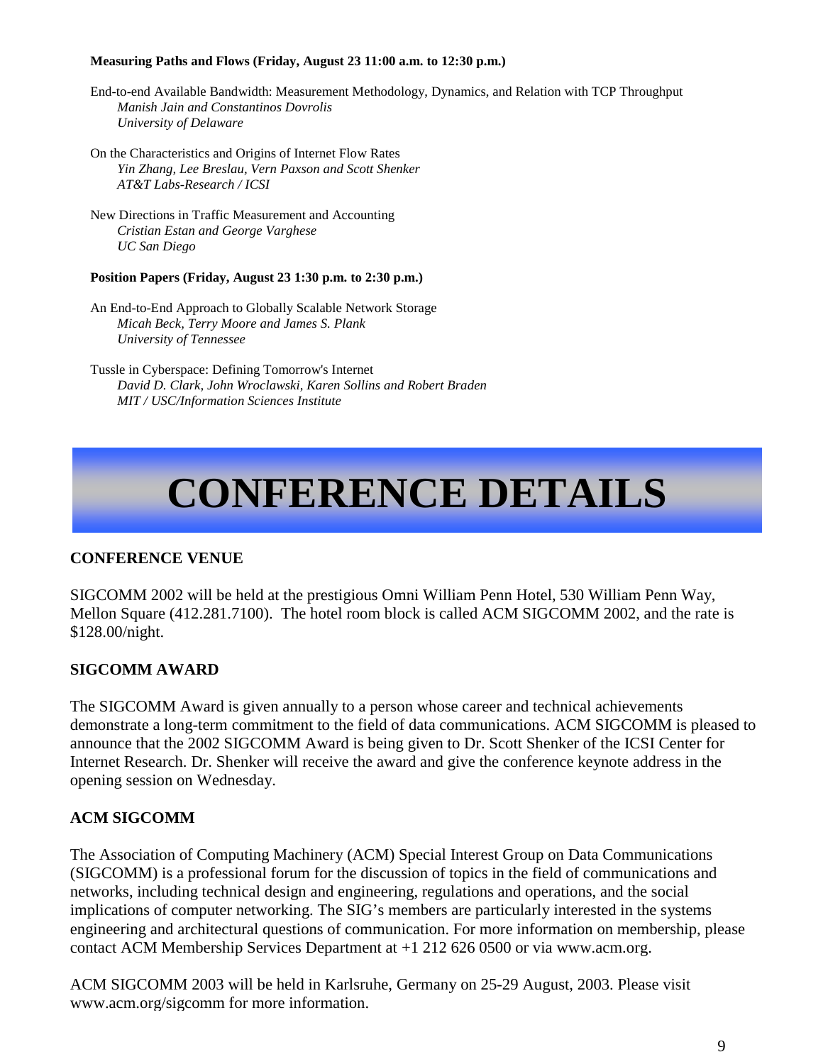**Measuring Paths and Flows (Friday, August 23 11:00 a.m. to 12:30 p.m.)**

End-to-end Available Bandwidth: Measurement Methodology, Dynamics, and Relation with TCP Throughput
*Manish Jain and Constantinos Dovrolis*
*University of Delaware*

On the Characteristics and Origins of Internet Flow Rates
*Yin Zhang, Lee Breslau, Vern Paxson and Scott Shenker*
*AT&T Labs-Research / ICSI*

New Directions in Traffic Measurement and Accounting
*Cristian Estan and George Varghese*
*UC San Diego*

**Position Papers (Friday, August 23 1:30 p.m. to 2:30 p.m.)**

An End-to-End Approach to Globally Scalable Network Storage
*Micah Beck, Terry Moore and James S. Plank*
*University of Tennessee*

Tussle in Cyberspace: Defining Tomorrow's Internet
*David D. Clark, John Wroclawski, Karen Sollins and Robert Braden*
*MIT / USC/Information Sciences Institute*

# CONFERENCE DETAILS

## CONFERENCE VENUE

SIGCOMM 2002 will be held at the prestigious Omni William Penn Hotel, 530 William Penn Way, Mellon Square (412.281.7100). The hotel room block is called ACM SIGCOMM 2002, and the rate is $128.00/night.

## SIGCOMM AWARD

The SIGCOMM Award is given annually to a person whose career and technical achievements demonstrate a long-term commitment to the field of data communications. ACM SIGCOMM is pleased to announce that the 2002 SIGCOMM Award is being given to Dr. Scott Shenker of the ICSI Center for Internet Research. Dr. Shenker will receive the award and give the conference keynote address in the opening session on Wednesday.

## ACM SIGCOMM

The Association of Computing Machinery (ACM) Special Interest Group on Data Communications (SIGCOMM) is a professional forum for the discussion of topics in the field of communications and networks, including technical design and engineering, regulations and operations, and the social implications of computer networking. The SIG's members are particularly interested in the systems engineering and architectural questions of communication. For more information on membership, please contact ACM Membership Services Department at +1 212 626 0500 or via www.acm.org.

ACM SIGCOMM 2003 will be held in Karlsruhe, Germany on 25-29 August, 2003. Please visit www.acm.org/sigcomm for more information.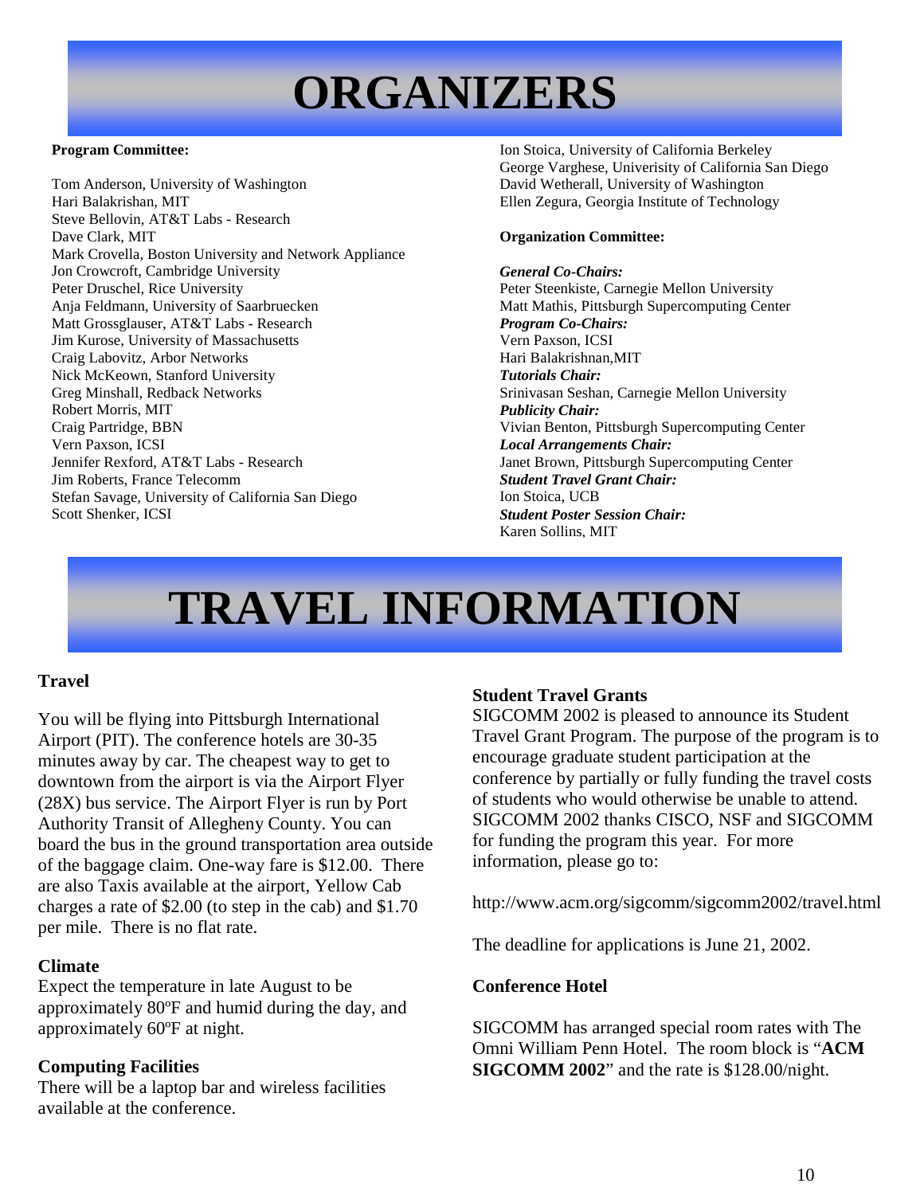# ORGANIZERS

**Program Committee:**

Tom Anderson, University of Washington
Hari Balakrishan, MIT
Steve Bellovin, AT&T Labs - Research
Dave Clark, MIT
Mark Crovella, Boston University and Network Appliance
Jon Crowcroft, Cambridge University
Peter Druschel, Rice University
Anja Feldmann, University of Saarbruecken
Matt Grossglauser, AT&T Labs - Research
Jim Kurose, University of Massachusetts
Craig Labovitz, Arbor Networks
Nick McKeown, Stanford University
Greg Minshall, Redback Networks
Robert Morris, MIT
Craig Partridge, BBN
Vern Paxson, ICSI
Jennifer Rexford, AT&T Labs - Research
Jim Roberts, France Telecomm
Stefan Savage, University of California San Diego
Scott Shenker, ICSI
Ion Stoica, University of California Berkeley
George Varghese, Univerisity of California San Diego
David Wetherall, University of Washington
Ellen Zegura, Georgia Institute of Technology

**Organization Committee:**

***General Co-Chairs:***
Peter Steenkiste, Carnegie Mellon University
Matt Mathis, Pittsburgh Supercomputing Center
***Program Co-Chairs:***
Vern Paxson, ICSI
Hari Balakrishnan,MIT
***Tutorials Chair:***
Srinivasan Seshan, Carnegie Mellon University
***Publicity Chair:***
Vivian Benton, Pittsburgh Supercomputing Center
***Local Arrangements Chair:***
Janet Brown, Pittsburgh Supercomputing Center
***Student Travel Grant Chair:***
Ion Stoica, UCB
***Student Poster Session Chair:***
Karen Sollins, MIT

# TRAVEL INFORMATION

### Travel

You will be flying into Pittsburgh International Airport (PIT). The conference hotels are 30-35 minutes away by car. The cheapest way to get to downtown from the airport is via the Airport Flyer (28X) bus service. The Airport Flyer is run by Port Authority Transit of Allegheny County. You can board the bus in the ground transportation area outside of the baggage claim. One-way fare is $12.00. There are also Taxis available at the airport, Yellow Cab charges a rate of $2.00 (to step in the cab) and $1.70 per mile. There is no flat rate.

### Climate

Expect the temperature in late August to be approximately 80ºF and humid during the day, and approximately 60ºF at night.

### Computing Facilities

There will be a laptop bar and wireless facilities available at the conference.

### Student Travel Grants

SIGCOMM 2002 is pleased to announce its Student Travel Grant Program. The purpose of the program is to encourage graduate student participation at the conference by partially or fully funding the travel costs of students who would otherwise be unable to attend. SIGCOMM 2002 thanks CISCO, NSF and SIGCOMM for funding the program this year. For more information, please go to:

http://www.acm.org/sigcomm/sigcomm2002/travel.html

The deadline for applications is June 21, 2002.

### Conference Hotel

SIGCOMM has arranged special room rates with The Omni William Penn Hotel. The room block is "**ACM SIGCOMM 2002**" and the rate is $128.00/night.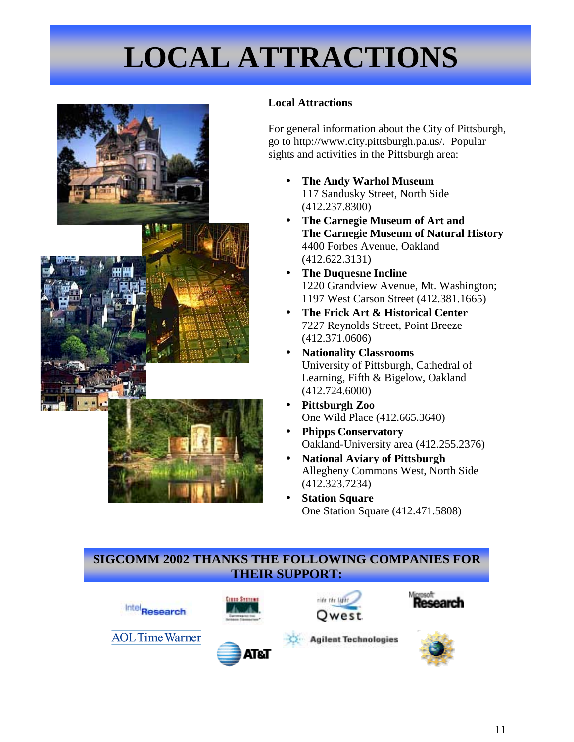# LOCAL ATTRACTIONS

**Local Attractions**

For general information about the City of Pittsburgh, go to http://www.city.pittsburgh.pa.us/. Popular sights and activities in the Pittsburgh area:

- **The Andy Warhol Museum**
  117 Sandusky Street, North Side
  (412.237.8300)
- **The Carnegie Museum of Art and The Carnegie Museum of Natural History**
  4400 Forbes Avenue, Oakland
  (412.622.3131)
- **The Duquesne Incline**
  1220 Grandview Avenue, Mt. Washington;
  1197 West Carson Street (412.381.1665)
- **The Frick Art & Historical Center**
  7227 Reynolds Street, Point Breeze
  (412.371.0606)
- **Nationality Classrooms**
  University of Pittsburgh, Cathedral of Learning, Fifth & Bigelow, Oakland
  (412.724.6000)
- **Pittsburgh Zoo**
  One Wild Place (412.665.3640)
- **Phipps Conservatory**
  Oakland-University area (412.255.2376)
- **National Aviary of Pittsburgh**
  Allegheny Commons West, North Side
  (412.323.7234)
- **Station Square**
  One Station Square (412.471.5808)

## SIGCOMM 2002 THANKS THE FOLLOWING COMPANIES FOR THEIR SUPPORT:

Intel Research
Cisco Systems
Qwest
Microsoft Research
AOL Time Warner
AT&T
Agilent Technologies